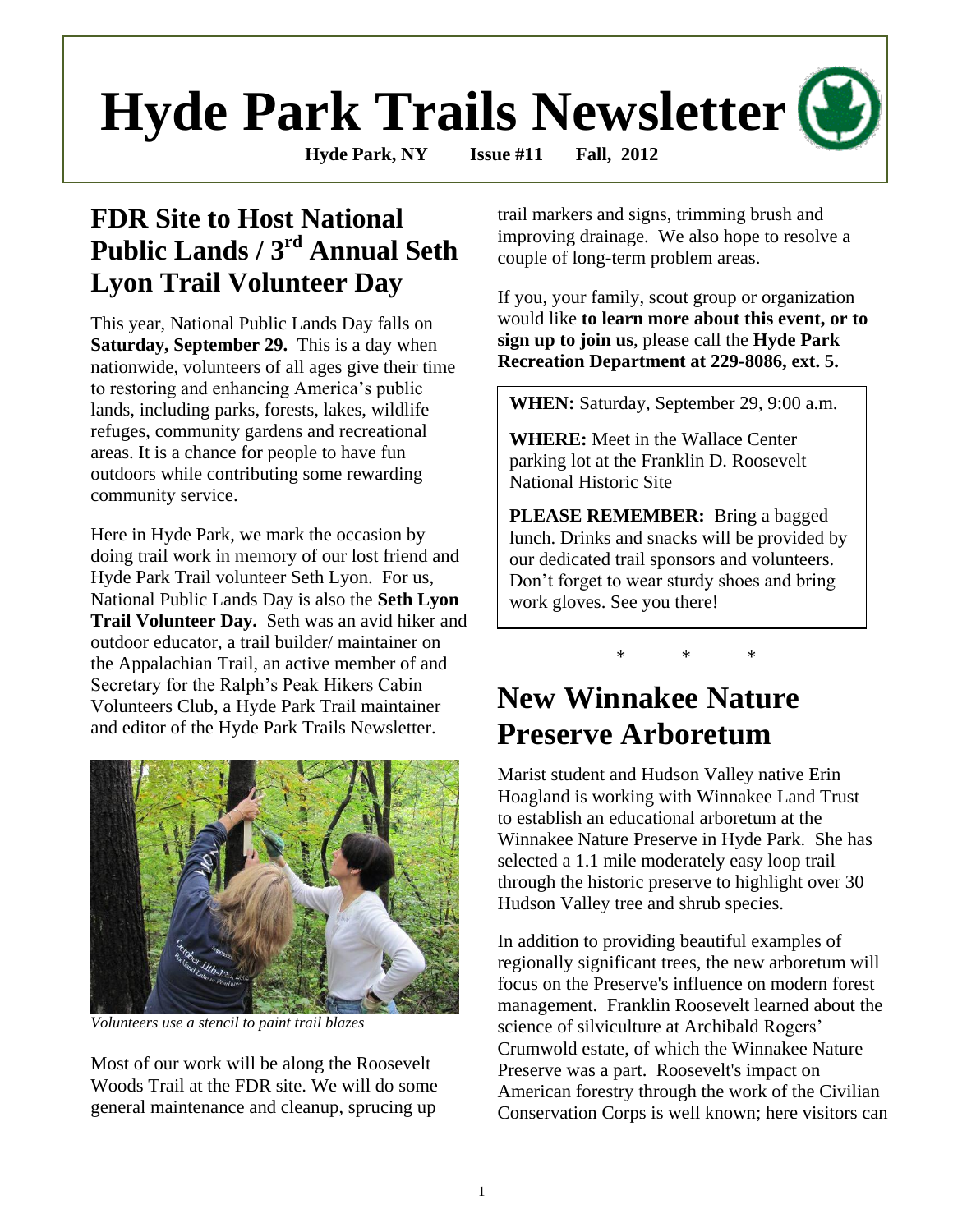# Hyde Park Trails Newsletter

**Hyde Park, NY Issue #11 Fall, 2012**

## FDR Site to Host National Public Lands / 3rd Annual Seth Lyon Trail Volunteer Day

This year, National Public Lands Day falls on **Saturday, September 29.** This is a day when nationwide, volunteers of all ages give their time to restoring and enhancing America's public lands, including parks, forests, lakes, wildlife refuges, community gardens and recreational areas. It is a chance for people to have fun outdoors while contributing some rewarding community service.

Here in Hyde Park, we mark the occasion by doing trail work in memory of our lost friend and Hyde Park Trail volunteer Seth Lyon. For us, National Public Lands Day is also the **Seth Lyon Trail Volunteer Day.** Seth was an avid hiker and outdoor educator, a trail builder/ maintainer on the Appalachian Trail, an active member of and Secretary for the Ralph's Peak Hikers Cabin Volunteers Club, a Hyde Park Trail maintainer and editor of the Hyde Park Trails Newsletter.

*Volunteers use a stencil to paint trail blazes*

Most of our work will be along the Roosevelt Woods Trail at the FDR site. We will do some general maintenance and cleanup, sprucing up trail markers and signs, trimming brush and improving drainage. We also hope to resolve a couple of long-term problem areas.

If you, your family, scout group or organization would like **to learn more about this event, or to sign up to join us**, please call the **Hyde Park Recreation Department at 229-8086, ext. 5.**

**WHEN:** Saturday, September 29, 9:00 a.m.

**WHERE:** Meet in the Wallace Center parking lot at the Franklin D. Roosevelt National Historic Site

**PLEASE REMEMBER:** Bring a bagged lunch. Drinks and snacks will be provided by our dedicated trail sponsors and volunteers. Don't forget to wear sturdy shoes and bring work gloves. See you there!

\* \* \*

## New Winnakee Nature Preserve Arboretum

Marist student and Hudson Valley native Erin Hoagland is working with Winnakee Land Trust to establish an educational arboretum at the Winnakee Nature Preserve in Hyde Park. She has selected a 1.1 mile moderately easy loop trail through the historic preserve to highlight over 30 Hudson Valley tree and shrub species.

In addition to providing beautiful examples of regionally significant trees, the new arboretum will focus on the Preserve's influence on modern forest management. Franklin Roosevelt learned about the science of silviculture at Archibald Rogers' Crumwold estate, of which the Winnakee Nature Preserve was a part. Roosevelt's impact on American forestry through the work of the Civilian Conservation Corps is well known; here visitors can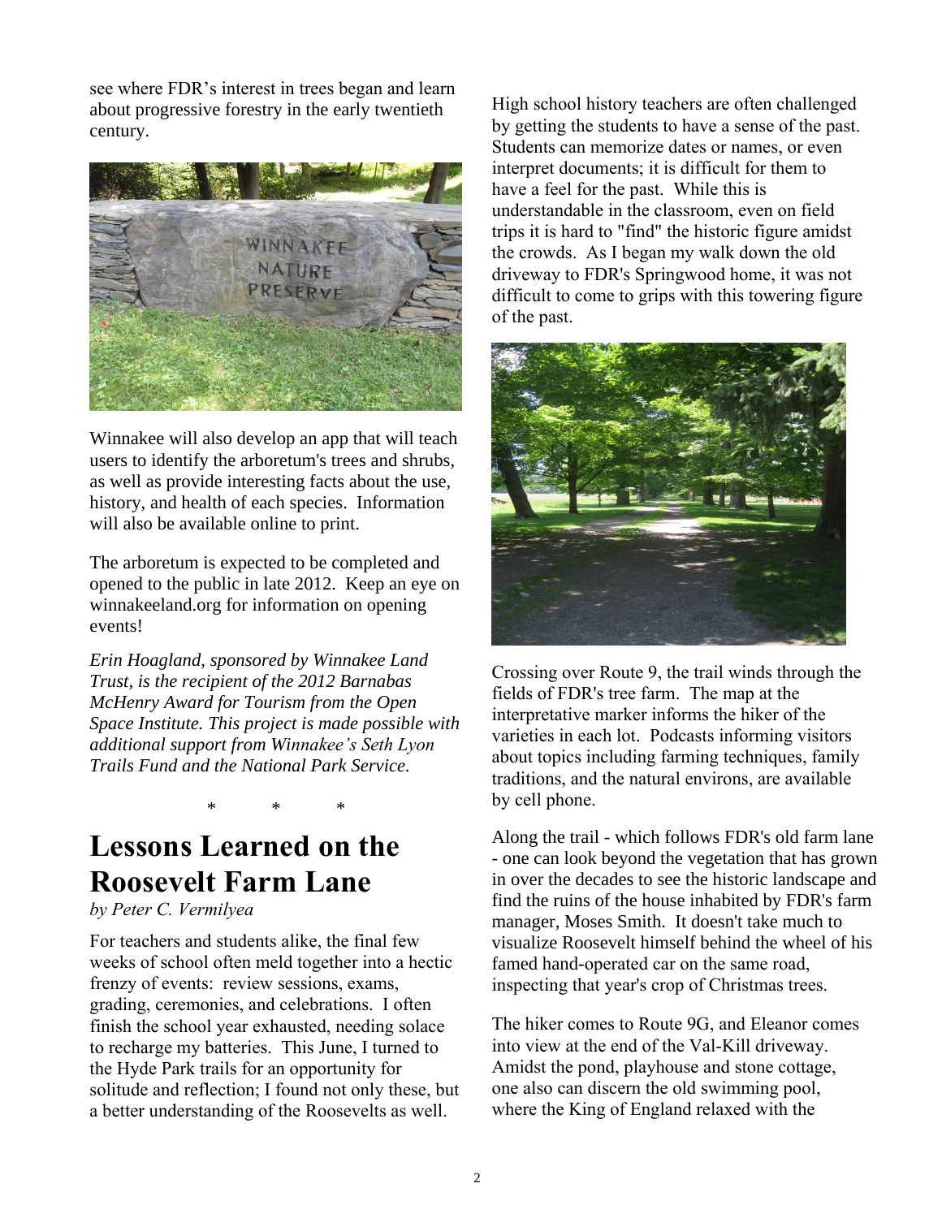see where FDR's interest in trees began and learn about progressive forestry in the early twentieth century.

Winnakee will also develop an app that will teach users to identify the arboretum's trees and shrubs, as well as provide interesting facts about the use, history, and health of each species. Information will also be available online to print.

The arboretum is expected to be completed and opened to the public in late 2012. Keep an eye on winnakeeland.org for information on opening events!

*Erin Hoagland, sponsored by Winnakee Land Trust, is the recipient of the 2012 Barnabas McHenry Award for Tourism from the Open Space Institute. This project is made possible with additional support from Winnakee's Seth Lyon Trails Fund and the National Park Service.*

\* \* \*

# Lessons Learned on the Roosevelt Farm Lane

*by Peter C. Vermilyea*

For teachers and students alike, the final few weeks of school often meld together into a hectic frenzy of events: review sessions, exams, grading, ceremonies, and celebrations. I often finish the school year exhausted, needing solace to recharge my batteries. This June, I turned to the Hyde Park trails for an opportunity for solitude and reflection; I found not only these, but a better understanding of the Roosevelts as well.

High school history teachers are often challenged by getting the students to have a sense of the past. Students can memorize dates or names, or even interpret documents; it is difficult for them to have a feel for the past. While this is understandable in the classroom, even on field trips it is hard to "find" the historic figure amidst the crowds. As I began my walk down the old driveway to FDR's Springwood home, it was not difficult to come to grips with this towering figure of the past.

Crossing over Route 9, the trail winds through the fields of FDR's tree farm. The map at the interpretative marker informs the hiker of the varieties in each lot. Podcasts informing visitors about topics including farming techniques, family traditions, and the natural environs, are available by cell phone.

Along the trail - which follows FDR's old farm lane - one can look beyond the vegetation that has grown in over the decades to see the historic landscape and find the ruins of the house inhabited by FDR's farm manager, Moses Smith. It doesn't take much to visualize Roosevelt himself behind the wheel of his famed hand-operated car on the same road, inspecting that year's crop of Christmas trees.

The hiker comes to Route 9G, and Eleanor comes into view at the end of the Val-Kill driveway. Amidst the pond, playhouse and stone cottage, one also can discern the old swimming pool, where the King of England relaxed with the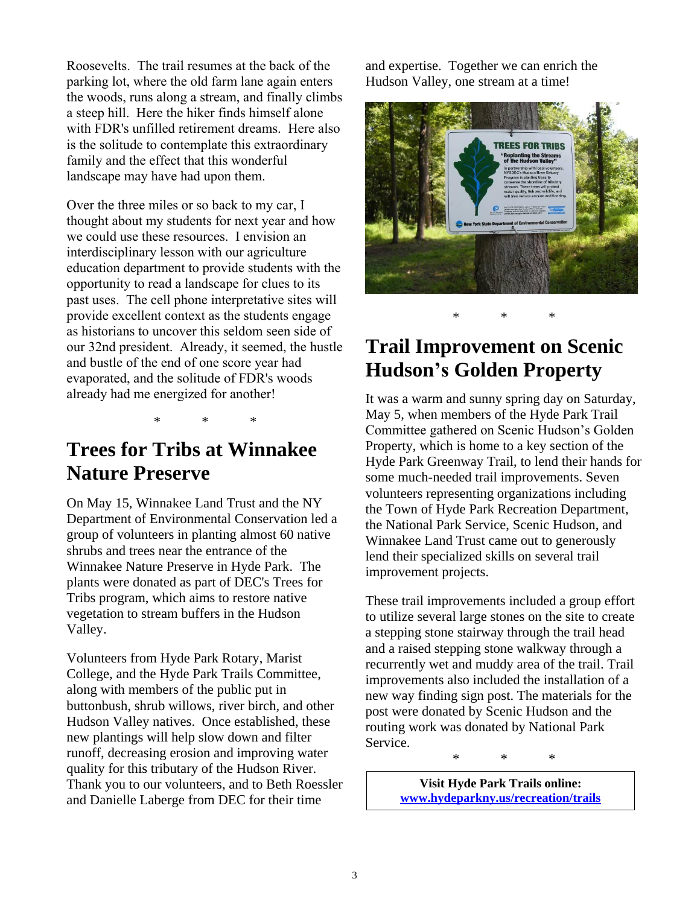Roosevelts. The trail resumes at the back of the parking lot, where the old farm lane again enters the woods, runs along a stream, and finally climbs a steep hill. Here the hiker finds himself alone with FDR's unfilled retirement dreams. Here also is the solitude to contemplate this extraordinary family and the effect that this wonderful landscape may have had upon them.

Over the three miles or so back to my car, I thought about my students for next year and how we could use these resources. I envision an interdisciplinary lesson with our agriculture education department to provide students with the opportunity to read a landscape for clues to its past uses. The cell phone interpretative sites will provide excellent context as the students engage as historians to uncover this seldom seen side of our 32nd president. Already, it seemed, the hustle and bustle of the end of one score year had evaporated, and the solitude of FDR's woods already had me energized for another!

\* \* \*

## Trees for Tribs at Winnakee Nature Preserve

On May 15, Winnakee Land Trust and the NY Department of Environmental Conservation led a group of volunteers in planting almost 60 native shrubs and trees near the entrance of the Winnakee Nature Preserve in Hyde Park. The plants were donated as part of DEC's Trees for Tribs program, which aims to restore native vegetation to stream buffers in the Hudson Valley.

Volunteers from Hyde Park Rotary, Marist College, and the Hyde Park Trails Committee, along with members of the public put in buttonbush, shrub willows, river birch, and other Hudson Valley natives. Once established, these new plantings will help slow down and filter runoff, decreasing erosion and improving water quality for this tributary of the Hudson River. Thank you to our volunteers, and to Beth Roessler and Danielle Laberge from DEC for their time and expertise. Together we can enrich the Hudson Valley, one stream at a time!

\* \* \*

## Trail Improvement on Scenic Hudson's Golden Property

It was a warm and sunny spring day on Saturday, May 5, when members of the Hyde Park Trail Committee gathered on Scenic Hudson's Golden Property, which is home to a key section of the Hyde Park Greenway Trail, to lend their hands for some much-needed trail improvements. Seven volunteers representing organizations including the Town of Hyde Park Recreation Department, the National Park Service, Scenic Hudson, and Winnakee Land Trust came out to generously lend their specialized skills on several trail improvement projects.

These trail improvements included a group effort to utilize several large stones on the site to create a stepping stone stairway through the trail head and a raised stepping stone walkway through a recurrently wet and muddy area of the trail. Trail improvements also included the installation of a new way finding sign post. The materials for the post were donated by Scenic Hudson and the routing work was donated by National Park Service.

\* \* \*

**Visit Hyde Park Trails online:**
**www.hydeparkny.us/recreation/trails**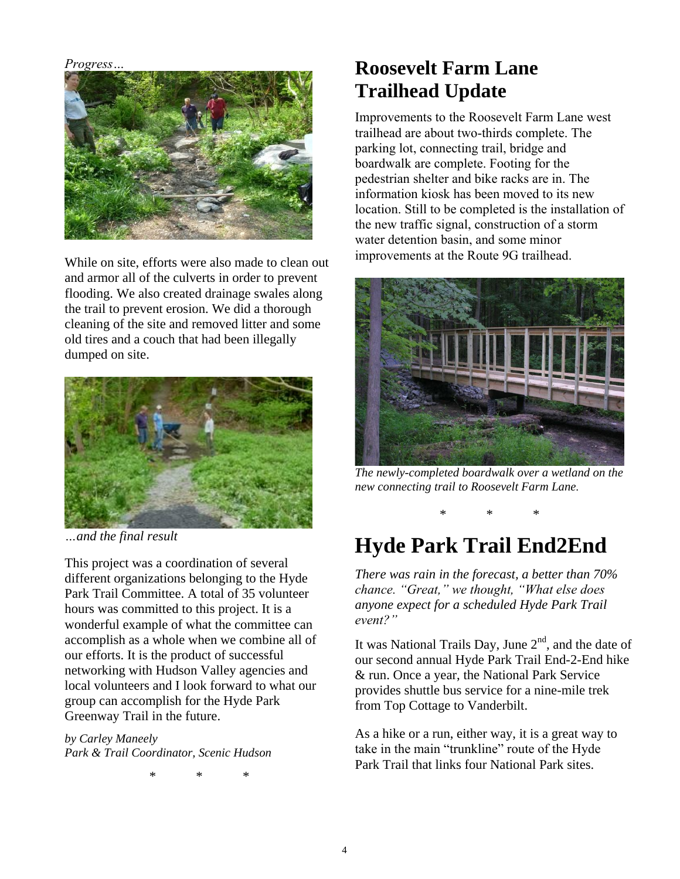*Progress…*

While on site, efforts were also made to clean out and armor all of the culverts in order to prevent flooding. We also created drainage swales along the trail to prevent erosion. We did a thorough cleaning of the site and removed litter and some old tires and a couch that had been illegally dumped on site.

*…and the final result*

This project was a coordination of several different organizations belonging to the Hyde Park Trail Committee. A total of 35 volunteer hours was committed to this project. It is a wonderful example of what the committee can accomplish as a whole when we combine all of our efforts. It is the product of successful networking with Hudson Valley agencies and local volunteers and I look forward to what our group can accomplish for the Hyde Park Greenway Trail in the future.

*by Carley Maneely*
*Park & Trail Coordinator, Scenic Hudson*

\* \* \*

## Roosevelt Farm Lane Trailhead Update

Improvements to the Roosevelt Farm Lane west trailhead are about two-thirds complete. The parking lot, connecting trail, bridge and boardwalk are complete. Footing for the pedestrian shelter and bike racks are in. The information kiosk has been moved to its new location. Still to be completed is the installation of the new traffic signal, construction of a storm water detention basin, and some minor improvements at the Route 9G trailhead.

*The newly-completed boardwalk over a wetland on the new connecting trail to Roosevelt Farm Lane.*

\* \* \*

# Hyde Park Trail End2End

*There was rain in the forecast, a better than 70% chance. "Great," we thought, "What else does anyone expect for a scheduled Hyde Park Trail event?"*

It was National Trails Day, June 2nd, and the date of our second annual Hyde Park Trail End-2-End hike & run. Once a year, the National Park Service provides shuttle bus service for a nine-mile trek from Top Cottage to Vanderbilt.

As a hike or a run, either way, it is a great way to take in the main "trunkline" route of the Hyde Park Trail that links four National Park sites.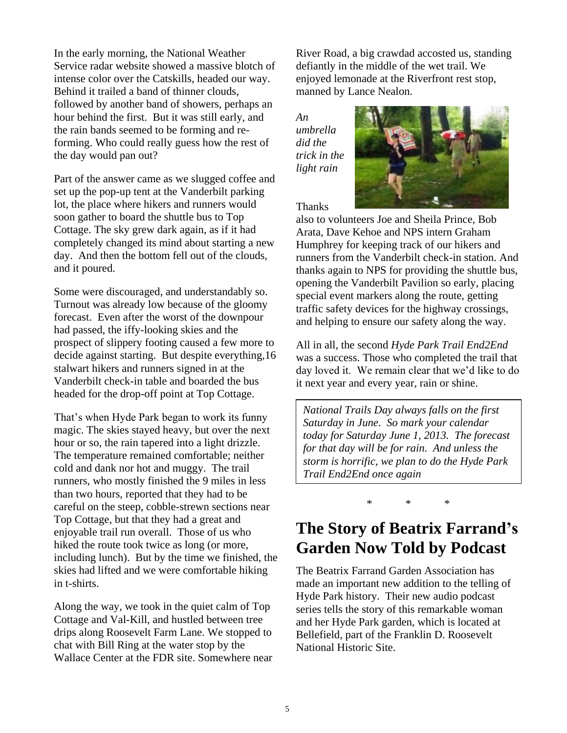In the early morning, the National Weather Service radar website showed a massive blotch of intense color over the Catskills, headed our way. Behind it trailed a band of thinner clouds, followed by another band of showers, perhaps an hour behind the first. But it was still early, and the rain bands seemed to be forming and re-forming. Who could really guess how the rest of the day would pan out?

Part of the answer came as we slugged coffee and set up the pop-up tent at the Vanderbilt parking lot, the place where hikers and runners would soon gather to board the shuttle bus to Top Cottage. The sky grew dark again, as if it had completely changed its mind about starting a new day. And then the bottom fell out of the clouds, and it poured.

Some were discouraged, and understandably so. Turnout was already low because of the gloomy forecast. Even after the worst of the downpour had passed, the iffy-looking skies and the prospect of slippery footing caused a few more to decide against starting. But despite everything,16 stalwart hikers and runners signed in at the Vanderbilt check-in table and boarded the bus headed for the drop-off point at Top Cottage.

That's when Hyde Park began to work its funny magic. The skies stayed heavy, but over the next hour or so, the rain tapered into a light drizzle. The temperature remained comfortable; neither cold and dank nor hot and muggy. The trail runners, who mostly finished the 9 miles in less than two hours, reported that they had to be careful on the steep, cobble-strewn sections near Top Cottage, but that they had a great and enjoyable trail run overall. Those of us who hiked the route took twice as long (or more, including lunch). But by the time we finished, the skies had lifted and we were comfortable hiking in t-shirts.

Along the way, we took in the quiet calm of Top Cottage and Val-Kill, and hustled between tree drips along Roosevelt Farm Lane. We stopped to chat with Bill Ring at the water stop by the Wallace Center at the FDR site. Somewhere near River Road, a big crawdad accosted us, standing defiantly in the middle of the wet trail. We enjoyed lemonade at the Riverfront rest stop, manned by Lance Nealon.

*An umbrella did the trick in the light rain*

Thanks also to volunteers Joe and Sheila Prince, Bob Arata, Dave Kehoe and NPS intern Graham Humphrey for keeping track of our hikers and runners from the Vanderbilt check-in station. And thanks again to NPS for providing the shuttle bus, opening the Vanderbilt Pavilion so early, placing special event markers along the route, getting traffic safety devices for the highway crossings, and helping to ensure our safety along the way.

All in all, the second *Hyde Park Trail End2End* was a success. Those who completed the trail that day loved it. We remain clear that we'd like to do it next year and every year, rain or shine.

*National Trails Day always falls on the first Saturday in June. So mark your calendar today for Saturday June 1, 2013. The forecast for that day will be for rain. And unless the storm is horrific, we plan to do the Hyde Park Trail End2End once again*

\* \* \*

## The Story of Beatrix Farrand's Garden Now Told by Podcast

The Beatrix Farrand Garden Association has made an important new addition to the telling of Hyde Park history. Their new audio podcast series tells the story of this remarkable woman and her Hyde Park garden, which is located at Bellefield, part of the Franklin D. Roosevelt National Historic Site.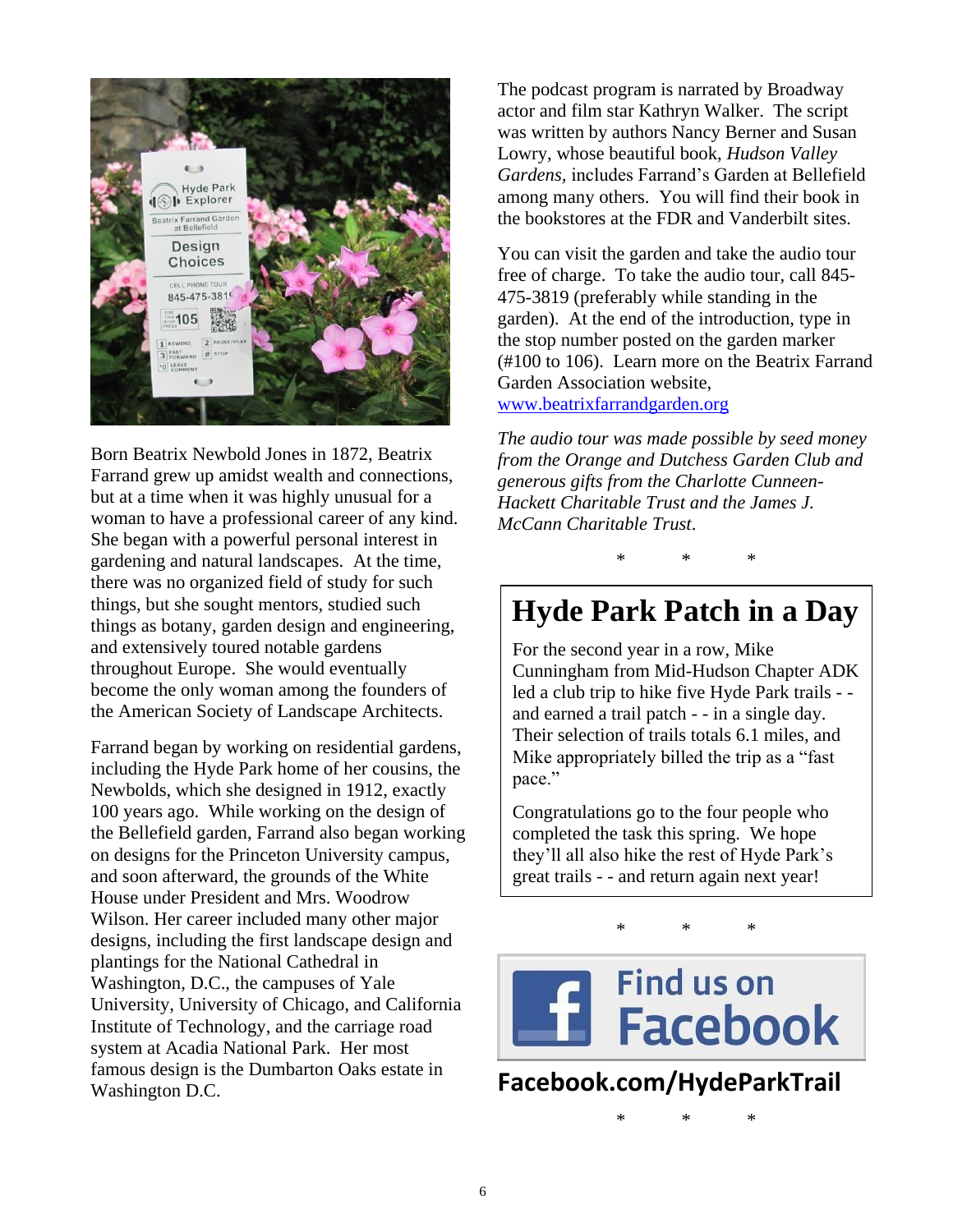Born Beatrix Newbold Jones in 1872, Beatrix Farrand grew up amidst wealth and connections, but at a time when it was highly unusual for a woman to have a professional career of any kind. She began with a powerful personal interest in gardening and natural landscapes. At the time, there was no organized field of study for such things, but she sought mentors, studied such things as botany, garden design and engineering, and extensively toured notable gardens throughout Europe. She would eventually become the only woman among the founders of the American Society of Landscape Architects.

Farrand began by working on residential gardens, including the Hyde Park home of her cousins, the Newbolds, which she designed in 1912, exactly 100 years ago. While working on the design of the Bellefield garden, Farrand also began working on designs for the Princeton University campus, and soon afterward, the grounds of the White House under President and Mrs. Woodrow Wilson. Her career included many other major designs, including the first landscape design and plantings for the National Cathedral in Washington, D.C., the campuses of Yale University, University of Chicago, and California Institute of Technology, and the carriage road system at Acadia National Park. Her most famous design is the Dumbarton Oaks estate in Washington D.C.

The podcast program is narrated by Broadway actor and film star Kathryn Walker. The script was written by authors Nancy Berner and Susan Lowry, whose beautiful book, *Hudson Valley Gardens,* includes Farrand's Garden at Bellefield among many others. You will find their book in the bookstores at the FDR and Vanderbilt sites.

You can visit the garden and take the audio tour free of charge. To take the audio tour, call 845-475-3819 (preferably while standing in the garden). At the end of the introduction, type in the stop number posted on the garden marker (#100 to 106). Learn more on the Beatrix Farrand Garden Association website, [www.beatrixfarrandgarden.org](http://www.beatrixfarrandgarden.org)

*The audio tour was made possible by seed money from the Orange and Dutchess Garden Club and generous gifts from the Charlotte Cunneen-Hackett Charitable Trust and the James J. McCann Charitable Trust*.

\* \* \*

# Hyde Park Patch in a Day

For the second year in a row, Mike Cunningham from Mid-Hudson Chapter ADK led a club trip to hike five Hyde Park trails - - and earned a trail patch - - in a single day. Their selection of trails totals 6.1 miles, and Mike appropriately billed the trip as a "fast pace."

Congratulations go to the four people who completed the task this spring. We hope they'll all also hike the rest of Hyde Park's great trails - - and return again next year!

\* \* \*

**Find us on Facebook**

**Facebook.com/HydeParkTrail**

\* \* \*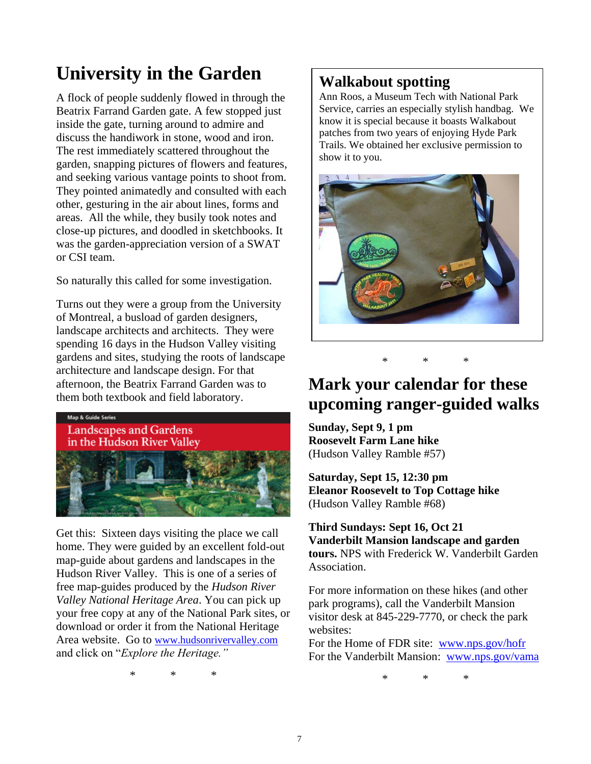## University in the Garden

A flock of people suddenly flowed in through the Beatrix Farrand Garden gate. A few stopped just inside the gate, turning around to admire and discuss the handiwork in stone, wood and iron. The rest immediately scattered throughout the garden, snapping pictures of flowers and features, and seeking various vantage points to shoot from. They pointed animatedly and consulted with each other, gesturing in the air about lines, forms and areas. All the while, they busily took notes and close-up pictures, and doodled in sketchbooks. It was the garden-appreciation version of a SWAT or CSI team.

So naturally this called for some investigation.

Turns out they were a group from the University of Montreal, a busload of garden designers, landscape architects and architects. They were spending 16 days in the Hudson Valley visiting gardens and sites, studying the roots of landscape architecture and landscape design. For that afternoon, the Beatrix Farrand Garden was to them both textbook and field laboratory.

Get this: Sixteen days visiting the place we call home. They were guided by an excellent fold-out map-guide about gardens and landscapes in the Hudson River Valley. This is one of a series of free map-guides produced by the *Hudson River Valley National Heritage Area*. You can pick up your free copy at any of the National Park sites, or download or order it from the National Heritage Area website. Go to www.hudsonrivervalley.com and click on "*Explore the Heritage.*"

\* \* \*

## Walkabout spotting

Ann Roos, a Museum Tech with National Park Service, carries an especially stylish handbag. We know it is special because it boasts Walkabout patches from two years of enjoying Hyde Park Trails. We obtained her exclusive permission to show it to you.

\* \* \*

## Mark your calendar for these upcoming ranger-guided walks

**Sunday, Sept 9, 1 pm**
**Roosevelt Farm Lane hike**
(Hudson Valley Ramble #57)

**Saturday, Sept 15, 12:30 pm**
**Eleanor Roosevelt to Top Cottage hike**
(Hudson Valley Ramble #68)

**Third Sundays: Sept 16, Oct 21**
**Vanderbilt Mansion landscape and garden tours.** NPS with Frederick W. Vanderbilt Garden Association.

For more information on these hikes (and other park programs), call the Vanderbilt Mansion visitor desk at 845-229-7770, or check the park websites:
For the Home of FDR site: www.nps.gov/hofr
For the Vanderbilt Mansion: www.nps.gov/vama

\* \* \*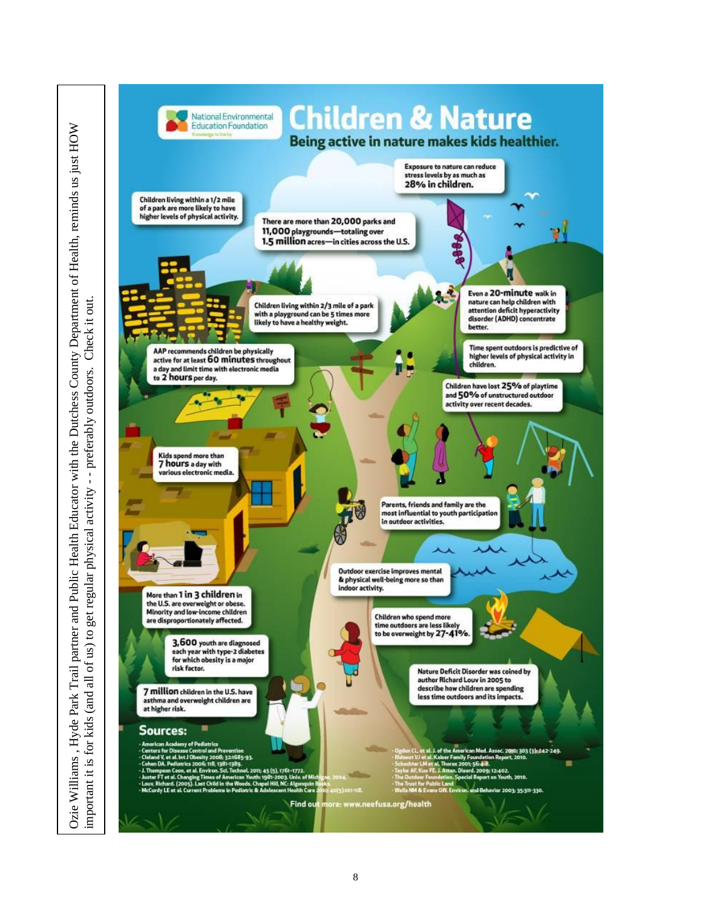Ozie Williams , Hyde Park Trail partner and Public Health Educator with the Dutchess County Department of Health, reminds us just HOW important it is for kids (and all of us) to get regular physical activity - - preferably outdoors. Check it out.

National Environmental Education Foundation

# Children & Nature

## Being active in nature makes kids healthier.

Exposure to nature can reduce stress levels by as much as **28%** in children.

Children living within a 1/2 mile of a park are more likely to have higher levels of physical activity.

There are more than **20,000** parks and **11,000** playgrounds—totaling over **1.5 million** acres—in cities across the U.S.

Children living within 2/3 mile of a park with a playground can be 5 times more likely to have a healthy weight.

Even a **20-minute** walk in nature can help children with attention deficit hyperactivity disorder (ADHD) concentrate better.

AAP recommends children be physically active for at least **60 minutes** throughout a day and limit time with electronic media to **2 hours** per day.

Time spent outdoors is predictive of higher levels of physical activity in children.

Children have lost **25%** of playtime and **50%** of unstructured outdoor activity over recent decades.

Kids spend more than **7 hours** a day with various electronic media.

Parents, friends and family are the most influential to youth participation in outdoor activities.

Outdoor exercise improves mental & physical well-being more so than indoor activity.

More than **1 in 3 children** in the U.S. are overweight or obese. Minority and low-income children are disproportionately affected.

Children who spend more time outdoors are less likely to be overweight by **27-41%**.

**3,600** youth are diagnosed each year with type-2 diabetes for which obesity is a major risk factor.

Nature Deficit Disorder was coined by author Richard Louv in 2005 to describe how children are spending less time outdoors and its impacts.

**7 million** children in the U.S. have asthma and overweight children are at higher risk.

### Sources:

- American Academy of Pediatrics
- Centers for Disease Control and Prevention
- Cleland V, et al. Int J Obesity 2008; 32:1685-93.
- Cohen DA. Pediatrics 2006; 118, 1381-1389.
- J. Thompson Coon, et al. Environ. Sci. Technol. 2011; 45 (5), 1761-1772.
- Juster FT et al. Changing Times of American Youth: 1981-2003. Univ. of Michigan, 2004.
- Louv, Richard. (2005). Last Child in the Woods. Chapel Hill, NC: Algonquin Books.
- McCurdy LE et al. Current Problems in Pediatric & Adolescent Health Care 2010; 40(5):102-118.
- Ogden CL, et al. J. of the American Med. Assoc. 2010; 303 (3):242-249.
- Rideout VJ et al. Kaiser Family Foundation Report, 2010.
- Schachter LM et al. Thorax 2001; 56:4-8.
- Taylor AF, Kuo FE. J. Atten. Disord. 2009; 12:402.
- The Outdoor Foundation. Special Report on Youth, 2010.
- The Trust for Public Land
- Wells NM & Evans GW. Environ. and Behavior 2003; 35:311-330.

Find out more: www.neefusa.org/health